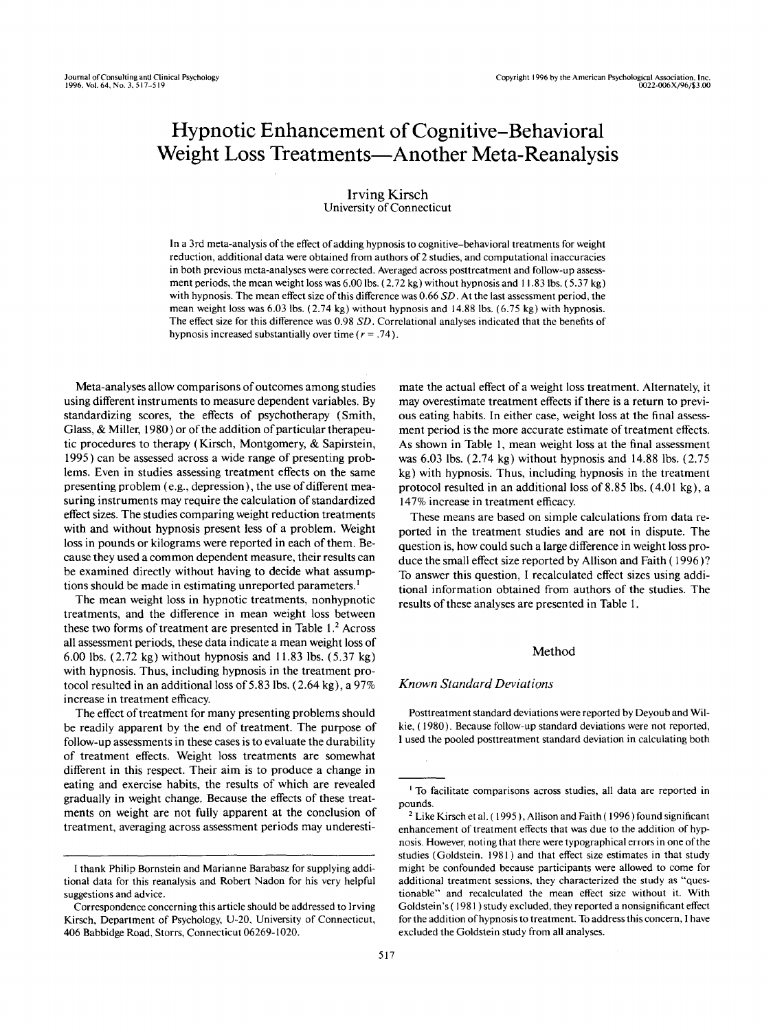# Hypnotic Enhancement of Cognitive–Behavioral Weight Loss Treatments—Another Meta-Reanalysis

Irving Kirsch
University of Connecticut

In a 3rd meta-analysis of the effect of adding hypnosis to cognitive–behavioral treatments for weight reduction, additional data were obtained from authors of 2 studies, and computational inaccuracies in both previous meta-analyses were corrected. Averaged across posttreatment and follow-up assessment periods, the mean weight loss was 6.00 lbs. (2.72 kg) without hypnosis and 11.83 lbs. (5.37 kg) with hypnosis. The mean effect size of this difference was 0.66 *SD*. At the last assessment period, the mean weight loss was 6.03 lbs. (2.74 kg) without hypnosis and 14.88 lbs. (6.75 kg) with hypnosis. The effect size for this difference was 0.98 *SD*. Correlational analyses indicated that the benefits of hypnosis increased substantially over time ($r = .74$).

Meta-analyses allow comparisons of outcomes among studies using different instruments to measure dependent variables. By standardizing scores, the effects of psychotherapy (Smith, Glass, & Miller, 1980) or of the addition of particular therapeutic procedures to therapy (Kirsch, Montgomery, & Sapirstein, 1995) can be assessed across a wide range of presenting problems. Even in studies assessing treatment effects on the same presenting problem (e.g., depression), the use of different measuring instruments may require the calculation of standardized effect sizes. The studies comparing weight reduction treatments with and without hypnosis present less of a problem. Weight loss in pounds or kilograms were reported in each of them. Because they used a common dependent measure, their results can be examined directly without having to decide what assumptions should be made in estimating unreported parameters.[1]

The mean weight loss in hypnotic treatments, nonhypnotic treatments, and the difference in mean weight loss between these two forms of treatment are presented in Table 1.[2] Across all assessment periods, these data indicate a mean weight loss of 6.00 lbs. (2.72 kg) without hypnosis and 11.83 lbs. (5.37 kg) with hypnosis. Thus, including hypnosis in the treatment protocol resulted in an additional loss of 5.83 lbs. (2.64 kg), a 97% increase in treatment efficacy.

The effect of treatment for many presenting problems should be readily apparent by the end of treatment. The purpose of follow-up assessments in these cases is to evaluate the durability of treatment effects. Weight loss treatments are somewhat different in this respect. Their aim is to produce a change in eating and exercise habits, the results of which are revealed gradually in weight change. Because the effects of these treatments on weight are not fully apparent at the conclusion of treatment, averaging across assessment periods may underestimate the actual effect of a weight loss treatment. Alternately, it may overestimate treatment effects if there is a return to previous eating habits. In either case, weight loss at the final assessment period is the more accurate estimate of treatment effects. As shown in Table 1, mean weight loss at the final assessment was 6.03 lbs. (2.74 kg) without hypnosis and 14.88 lbs. (2.75 kg) with hypnosis. Thus, including hypnosis in the treatment protocol resulted in an additional loss of 8.85 lbs. (4.01 kg), a 147% increase in treatment efficacy.

These means are based on simple calculations from data reported in the treatment studies and are not in dispute. The question is, how could such a large difference in weight loss produce the small effect size reported by Allison and Faith (1996)? To answer this question, I recalculated effect sizes using additional information obtained from authors of the studies. The results of these analyses are presented in Table 1.

## Method

### *Known Standard Deviations*

Posttreatment standard deviations were reported by Deyoub and Wilkie, (1980). Because follow-up standard deviations were not reported, I used the pooled posttreatment standard deviation in calculating both

---

I thank Philip Bornstein and Marianne Barabasz for supplying additional data for this reanalysis and Robert Nadon for his very helpful suggestions and advice.

Correspondence concerning this article should be addressed to Irving Kirsch, Department of Psychology, U-20, University of Connecticut, 406 Babbidge Road, Storrs, Connecticut 06269-1020.

[1] To facilitate comparisons across studies, all data are reported in pounds.

[2] Like Kirsch et al. (1995), Allison and Faith (1996) found significant enhancement of treatment effects that was due to the addition of hypnosis. However, noting that there were typographical errors in one of the studies (Goldstein, 1981) and that effect size estimates in that study might be confounded because participants were allowed to come for additional treatment sessions, they characterized the study as "questionable" and recalculated the mean effect size without it. With Goldstein's (1981) study excluded, they reported a nonsignificant effect for the addition of hypnosis to treatment. To address this concern, I have excluded the Goldstein study from all analyses.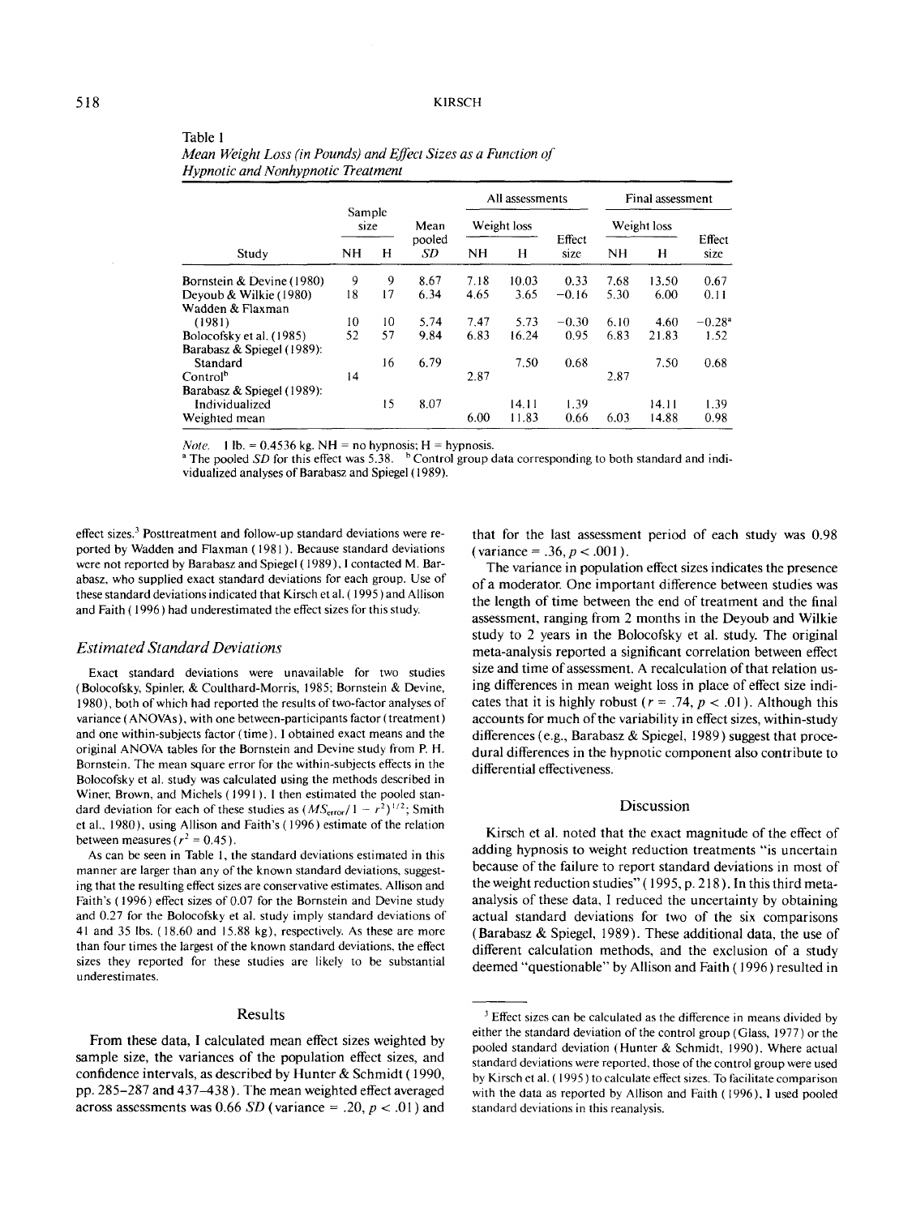Table 1
*Mean Weight Loss (in Pounds) and Effect Sizes as a Function of Hypnotic and Nonhypnotic Treatment*

| Study | Sample size | | Mean pooled *SD* | All assessments | | | Final assessment | | |
|---|---|---|---|---|---|---|---|---|---|
| | | | | Weight loss | | Effect size | Weight loss | | Effect size |
| | NH | H | | NH | H | | NH | H | |
| Bornstein & Devine (1980) | 9 | 9 | 8.67 | 7.18 | 10.03 | 0.33 | 7.68 | 13.50 | 0.67 |
| Deyoub & Wilkie (1980) | 18 | 17 | 6.34 | 4.65 | 3.65 | −0.16 | 5.30 | 6.00 | 0.11 |
| Wadden & Flaxman (1981) | 10 | 10 | 5.74 | 7.47 | 5.73 | −0.30 | 6.10 | 4.60 | −0.28[a] |
| Bolocofsky et al. (1985) | 52 | 57 | 9.84 | 6.83 | 16.24 | 0.95 | 6.83 | 21.83 | 1.52 |
| Barabasz & Spiegel (1989): Standard | | 16 | 6.79 | | 7.50 | 0.68 | | 7.50 | 0.68 |
| Control[b] | 14 | | | 2.87 | | | 2.87 | | |
| Barabasz & Spiegel (1989): Individualized | | 15 | 8.07 | | 14.11 | 1.39 | | 14.11 | 1.39 |
| Weighted mean | | | | 6.00 | 11.83 | 0.66 | 6.03 | 14.88 | 0.98 |

*Note.* 1 lb. = 0.4536 kg. NH = no hypnosis; H = hypnosis.
[a] The pooled *SD* for this effect was 5.38. [b] Control group data corresponding to both standard and individualized analyses of Barabasz and Spiegel (1989).

effect sizes.[3] Posttreatment and follow-up standard deviations were reported by Wadden and Flaxman (1981). Because standard deviations were not reported by Barabasz and Spiegel (1989), I contacted M. Barabasz, who supplied exact standard deviations for each group. Use of these standard deviations indicated that Kirsch et al. (1995) and Allison and Faith (1996) had underestimated the effect sizes for this study.

### Estimated Standard Deviations

Exact standard deviations were unavailable for two studies (Bolocofsky, Spinler, & Coulthard-Morris, 1985; Bornstein & Devine, 1980), both of which had reported the results of two-factor analyses of variance (ANOVAs), with one between-participants factor (treatment) and one within-subjects factor (time). I obtained exact means and the original ANOVA tables for the Bornstein and Devine study from P. H. Bornstein. The mean square error for the within-subjects effects in the Bolocofsky et al. study was calculated using the methods described in Winer, Brown, and Michels (1991). I then estimated the pooled standard deviation for each of these studies as $(MS_{error}/1 - r^2)^{1/2}$; Smith et al., 1980), using Allison and Faith's (1996) estimate of the relation between measures ($r^2 = 0.45$).

As can be seen in Table 1, the standard deviations estimated in this manner are larger than any of the known standard deviations, suggesting that the resulting effect sizes are conservative estimates. Allison and Faith's (1996) effect sizes of 0.07 for the Bornstein and Devine study and 0.27 for the Bolocofsky et al. study imply standard deviations of 41 and 35 lbs. (18.60 and 15.88 kg), respectively. As these are more than four times the largest of the known standard deviations, the effect sizes they reported for these studies are likely to be substantial underestimates.

## Results

From these data, I calculated mean effect sizes weighted by sample size, the variances of the population effect sizes, and confidence intervals, as described by Hunter & Schmidt (1990, pp. 285–287 and 437–438). The mean weighted effect averaged across assessments was 0.66 *SD* (variance = .20, $p < .01$) and that for the last assessment period of each study was 0.98 (variance = .36, $p < .001$).

The variance in population effect sizes indicates the presence of a moderator. One important difference between studies was the length of time between the end of treatment and the final assessment, ranging from 2 months in the Deyoub and Wilkie study to 2 years in the Bolocofsky et al. study. The original meta-analysis reported a significant correlation between effect size and time of assessment. A recalculation of that relation using differences in mean weight loss in place of effect size indicates that it is highly robust ($r = .74$, $p < .01$). Although this accounts for much of the variability in effect sizes, within-study differences (e.g., Barabasz & Spiegel, 1989) suggest that procedural differences in the hypnotic component also contribute to differential effectiveness.

## Discussion

Kirsch et al. noted that the exact magnitude of the effect of adding hypnosis to weight reduction treatments "is uncertain because of the failure to report standard deviations in most of the weight reduction studies" (1995, p. 218). In this third meta-analysis of these data, I reduced the uncertainty by obtaining actual standard deviations for two of the six comparisons (Barabasz & Spiegel, 1989). These additional data, the use of different calculation methods, and the exclusion of a study deemed "questionable" by Allison and Faith (1996) resulted in

[3] Effect sizes can be calculated as the difference in means divided by either the standard deviation of the control group (Glass, 1977) or the pooled standard deviation (Hunter & Schmidt, 1990). Where actual standard deviations were reported, those of the control group were used by Kirsch et al. (1995) to calculate effect sizes. To facilitate comparison with the data as reported by Allison and Faith (1996), I used pooled standard deviations in this reanalysis.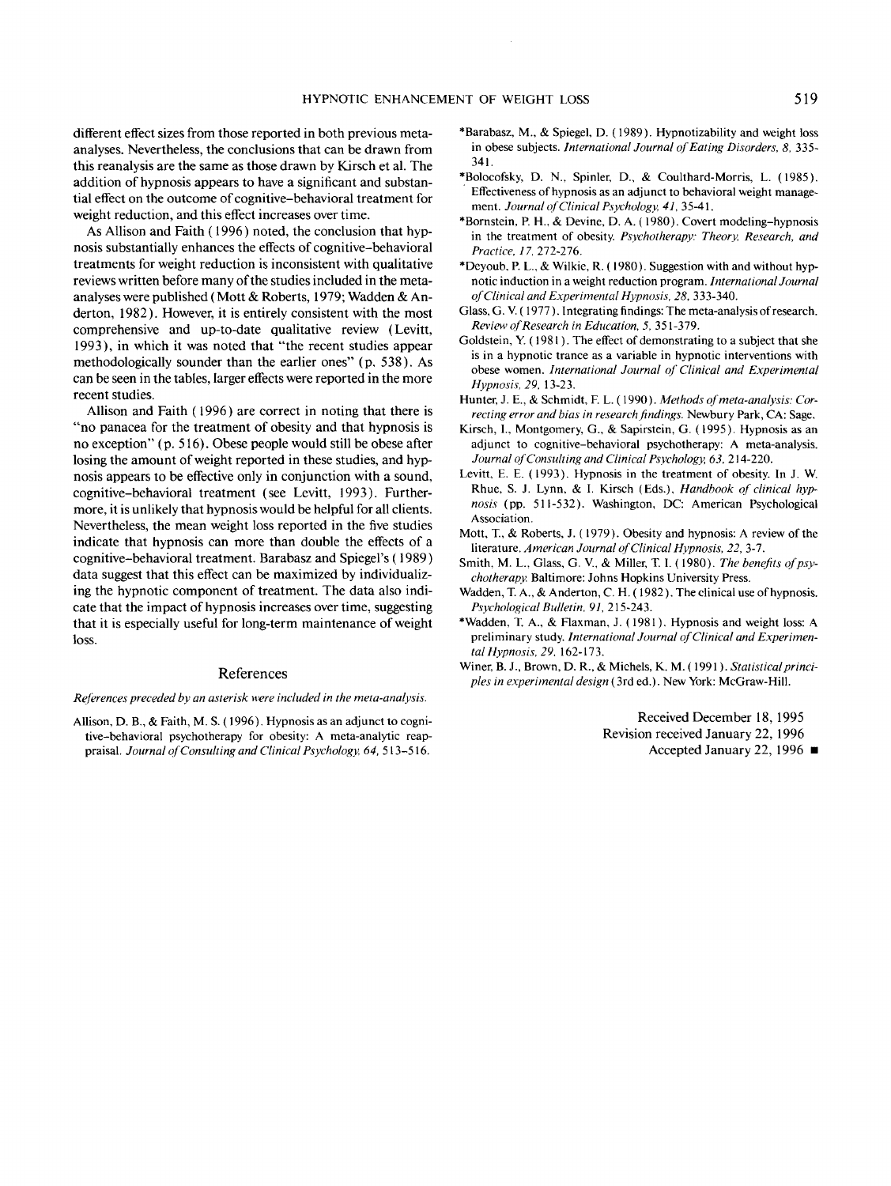different effect sizes from those reported in both previous meta-analyses. Nevertheless, the conclusions that can be drawn from this reanalysis are the same as those drawn by Kirsch et al. The addition of hypnosis appears to have a significant and substantial effect on the outcome of cognitive–behavioral treatment for weight reduction, and this effect increases over time.

As Allison and Faith (1996) noted, the conclusion that hypnosis substantially enhances the effects of cognitive–behavioral treatments for weight reduction is inconsistent with qualitative reviews written before many of the studies included in the meta-analyses were published (Mott & Roberts, 1979; Wadden & Anderton, 1982). However, it is entirely consistent with the most comprehensive and up-to-date qualitative review (Levitt, 1993), in which it was noted that "the recent studies appear methodologically sounder than the earlier ones" (p. 538). As can be seen in the tables, larger effects were reported in the more recent studies.

Allison and Faith (1996) are correct in noting that there is "no panacea for the treatment of obesity and that hypnosis is no exception" (p. 516). Obese people would still be obese after losing the amount of weight reported in these studies, and hypnosis appears to be effective only in conjunction with a sound, cognitive–behavioral treatment (see Levitt, 1993). Furthermore, it is unlikely that hypnosis would be helpful for all clients. Nevertheless, the mean weight loss reported in the five studies indicate that hypnosis can more than double the effects of a cognitive–behavioral treatment. Barabasz and Spiegel's (1989) data suggest that this effect can be maximized by individualizing the hypnotic component of treatment. The data also indicate that the impact of hypnosis increases over time, suggesting that it is especially useful for long-term maintenance of weight loss.

## References

*References preceded by an asterisk were included in the meta-analysis.*

Allison, D. B., & Faith, M. S. (1996). Hypnosis as an adjunct to cognitive–behavioral psychotherapy for obesity: A meta-analytic reappraisal. *Journal of Consulting and Clinical Psychology, 64,* 513–516.

*Barabasz, M., & Spiegel, D. (1989). Hypnotizability and weight loss in obese subjects. *International Journal of Eating Disorders, 8,* 335-341.

*Bolocofsky, D. N., Spinler, D., & Coulthard-Morris, L. (1985). Effectiveness of hypnosis as an adjunct to behavioral weight management. *Journal of Clinical Psychology, 41,* 35-41.

*Bornstein, P. H., & Devine, D. A. (1980). Covert modeling–hypnosis in the treatment of obesity. *Psychotherapy: Theory, Research, and Practice, 17,* 272-276.

*Deyoub, P. L., & Wilkie, R. (1980). Suggestion with and without hypnotic induction in a weight reduction program. *International Journal of Clinical and Experimental Hypnosis, 28,* 333-340.

Glass, G. V. (1977). Integrating findings: The meta-analysis of research. *Review of Research in Education, 5,* 351-379.

Goldstein, Y. (1981). The effect of demonstrating to a subject that she is in a hypnotic trance as a variable in hypnotic interventions with obese women. *International Journal of Clinical and Experimental Hypnosis, 29,* 13-23.

Hunter, J. E., & Schmidt, F. L. (1990). *Methods of meta-analysis: Correcting error and bias in research findings.* Newbury Park, CA: Sage.

Kirsch, I., Montgomery, G., & Sapirstein, G. (1995). Hypnosis as an adjunct to cognitive–behavioral psychotherapy: A meta-analysis. *Journal of Consulting and Clinical Psychology, 63,* 214-220.

Levitt, E. E. (1993). Hypnosis in the treatment of obesity. In J. W. Rhue, S. J. Lynn, & I. Kirsch (Eds.), *Handbook of clinical hypnosis* (pp. 511-532). Washington, DC: American Psychological Association.

Mott, T., & Roberts, J. (1979). Obesity and hypnosis: A review of the literature. *American Journal of Clinical Hypnosis, 22,* 3-7.

Smith, M. L., Glass, G. V., & Miller, T. I. (1980). *The benefits of psychotherapy.* Baltimore: Johns Hopkins University Press.

Wadden, T. A., & Anderton, C. H. (1982). The clinical use of hypnosis. *Psychological Bulletin, 91,* 215-243.

*Wadden, T. A., & Flaxman, J. (1981). Hypnosis and weight loss: A preliminary study. *International Journal of Clinical and Experimental Hypnosis, 29,* 162-173.

Winer, B. J., Brown, D. R., & Michels, K. M. (1991). *Statistical principles in experimental design* (3rd ed.). New York: McGraw-Hill.

Received December 18, 1995
Revision received January 22, 1996
Accepted January 22, 1996 ■